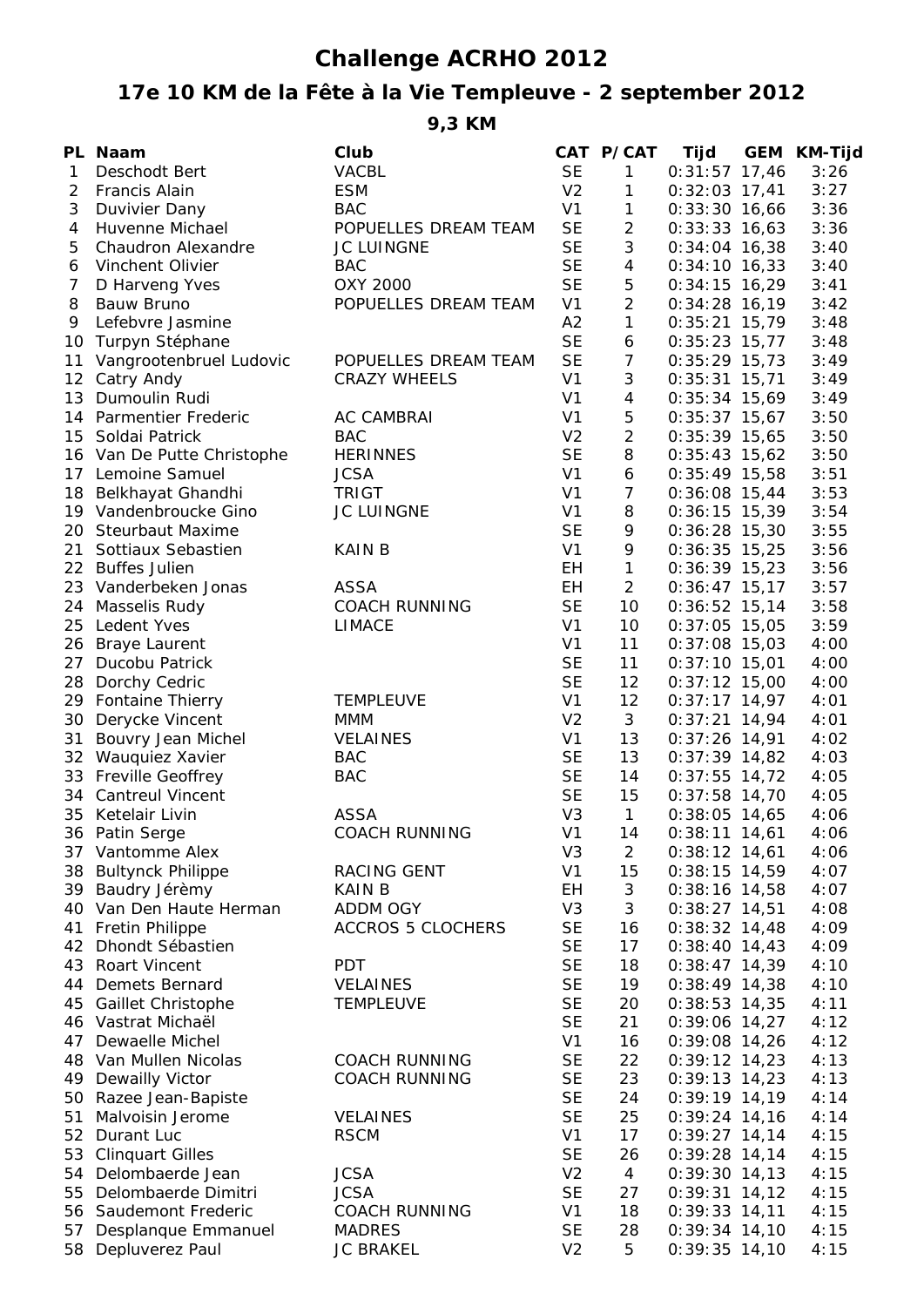# Challenge ACRHO 2012

## 17e 10 KM de la Fête à la Vie Templeuve - 2 september 2012

### 9,3 KM

| PL | Naam | Club | CAT | P/CAT | Tijd | GEM | KM-Tijd |
|---|---|---|---|---|---|---|---|
| 1 | Deschodt Bert | VACBL | SE | 1 | 0:31:57 | 17,46 | 3:26 |
| 2 | Francis Alain | ESM | V2 | 1 | 0:32:03 | 17,41 | 3:27 |
| 3 | Duvivier Dany | BAC | V1 | 1 | 0:33:30 | 16,66 | 3:36 |
| 4 | Huvenne Michael | POPUELLES DREAM TEAM | SE | 2 | 0:33:33 | 16,63 | 3:36 |
| 5 | Chaudron Alexandre | JC LUINGNE | SE | 3 | 0:34:04 | 16,38 | 3:40 |
| 6 | Vinchent Olivier | BAC | SE | 4 | 0:34:10 | 16,33 | 3:40 |
| 7 | D Harveng Yves | OXY 2000 | SE | 5 | 0:34:15 | 16,29 | 3:41 |
| 8 | Bauw Bruno | POPUELLES DREAM TEAM | V1 | 2 | 0:34:28 | 16,19 | 3:42 |
| 9 | Lefebvre Jasmine | | A2 | 1 | 0:35:21 | 15,79 | 3:48 |
| 10 | Turpyn Stéphane | | SE | 6 | 0:35:23 | 15,77 | 3:48 |
| 11 | Vangrootenbruel Ludovic | POPUELLES DREAM TEAM | SE | 7 | 0:35:29 | 15,73 | 3:49 |
| 12 | Catry Andy | CRAZY WHEELS | V1 | 3 | 0:35:31 | 15,71 | 3:49 |
| 13 | Dumoulin Rudi | | V1 | 4 | 0:35:34 | 15,69 | 3:49 |
| 14 | Parmentier Frederic | AC CAMBRAI | V1 | 5 | 0:35:37 | 15,67 | 3:50 |
| 15 | Soldai Patrick | BAC | V2 | 2 | 0:35:39 | 15,65 | 3:50 |
| 16 | Van De Putte Christophe | HERINNES | SE | 8 | 0:35:43 | 15,62 | 3:50 |
| 17 | Lemoine Samuel | JCSA | V1 | 6 | 0:35:49 | 15,58 | 3:51 |
| 18 | Belkhayat Ghandhi | TRIGT | V1 | 7 | 0:36:08 | 15,44 | 3:53 |
| 19 | Vandenbroucke Gino | JC LUINGNE | V1 | 8 | 0:36:15 | 15,39 | 3:54 |
| 20 | Steurbaut Maxime | | SE | 9 | 0:36:28 | 15,30 | 3:55 |
| 21 | Sottiaux Sebastien | KAIN B | V1 | 9 | 0:36:35 | 15,25 | 3:56 |
| 22 | Buffes Julien | | EH | 1 | 0:36:39 | 15,23 | 3:56 |
| 23 | Vanderbeken Jonas | ASSA | EH | 2 | 0:36:47 | 15,17 | 3:57 |
| 24 | Masselis Rudy | COACH RUNNING | SE | 10 | 0:36:52 | 15,14 | 3:58 |
| 25 | Ledent Yves | LIMACE | V1 | 10 | 0:37:05 | 15,05 | 3:59 |
| 26 | Braye Laurent | | V1 | 11 | 0:37:08 | 15,03 | 4:00 |
| 27 | Ducobu Patrick | | SE | 11 | 0:37:10 | 15,01 | 4:00 |
| 28 | Dorchy Cedric | | SE | 12 | 0:37:12 | 15,00 | 4:00 |
| 29 | Fontaine Thierry | TEMPLEUVE | V1 | 12 | 0:37:17 | 14,97 | 4:01 |
| 30 | Derycke Vincent | MMM | V2 | 3 | 0:37:21 | 14,94 | 4:01 |
| 31 | Bouvry Jean Michel | VELAINES | V1 | 13 | 0:37:26 | 14,91 | 4:02 |
| 32 | Wauquiez Xavier | BAC | SE | 13 | 0:37:39 | 14,82 | 4:03 |
| 33 | Freville Geoffrey | BAC | SE | 14 | 0:37:55 | 14,72 | 4:05 |
| 34 | Cantreul Vincent | | SE | 15 | 0:37:58 | 14,70 | 4:05 |
| 35 | Ketelair Livin | ASSA | V3 | 1 | 0:38:05 | 14,65 | 4:06 |
| 36 | Patin Serge | COACH RUNNING | V1 | 14 | 0:38:11 | 14,61 | 4:06 |
| 37 | Vantomme Alex | | V3 | 2 | 0:38:12 | 14,61 | 4:06 |
| 38 | Bultynck Philippe | RACING GENT | V1 | 15 | 0:38:15 | 14,59 | 4:07 |
| 39 | Baudry Jérèmy | KAIN B | EH | 3 | 0:38:16 | 14,58 | 4:07 |
| 40 | Van Den Haute Herman | ADDM OGY | V3 | 3 | 0:38:27 | 14,51 | 4:08 |
| 41 | Fretin Philippe | ACCROS 5 CLOCHERS | SE | 16 | 0:38:32 | 14,48 | 4:09 |
| 42 | Dhondt Sébastien | | SE | 17 | 0:38:40 | 14,43 | 4:09 |
| 43 | Roart Vincent | PDT | SE | 18 | 0:38:47 | 14,39 | 4:10 |
| 44 | Demets Bernard | VELAINES | SE | 19 | 0:38:49 | 14,38 | 4:10 |
| 45 | Gaillet Christophe | TEMPLEUVE | SE | 20 | 0:38:53 | 14,35 | 4:11 |
| 46 | Vastrat Michaël | | SE | 21 | 0:39:06 | 14,27 | 4:12 |
| 47 | Dewaelle Michel | | V1 | 16 | 0:39:08 | 14,26 | 4:12 |
| 48 | Van Mullen Nicolas | COACH RUNNING | SE | 22 | 0:39:12 | 14,23 | 4:13 |
| 49 | Dewailly Victor | COACH RUNNING | SE | 23 | 0:39:13 | 14,23 | 4:13 |
| 50 | Razee Jean-Bapiste | | SE | 24 | 0:39:19 | 14,19 | 4:14 |
| 51 | Malvoisin Jerome | VELAINES | SE | 25 | 0:39:24 | 14,16 | 4:14 |
| 52 | Durant Luc | RSCM | V1 | 17 | 0:39:27 | 14,14 | 4:15 |
| 53 | Clinquart Gilles | | SE | 26 | 0:39:28 | 14,14 | 4:15 |
| 54 | Delombaerde Jean | JCSA | V2 | 4 | 0:39:30 | 14,13 | 4:15 |
| 55 | Delombaerde Dimitri | JCSA | SE | 27 | 0:39:31 | 14,12 | 4:15 |
| 56 | Saudemont Frederic | COACH RUNNING | V1 | 18 | 0:39:33 | 14,11 | 4:15 |
| 57 | Desplanque Emmanuel | MADRES | SE | 28 | 0:39:34 | 14,10 | 4:15 |
| 58 | Depluverez Paul | JC BRAKEL | V2 | 5 | 0:39:35 | 14,10 | 4:15 |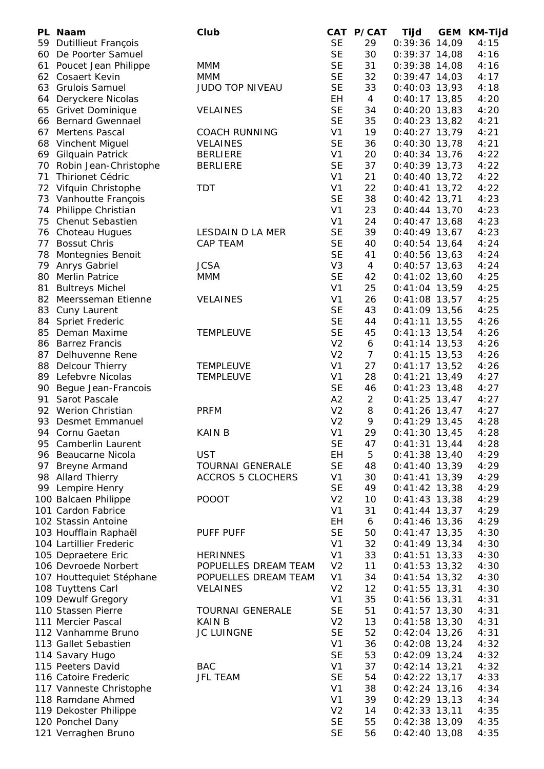| PL | Naam | Club | CAT | P/CAT | Tijd | GEM | KM-Tijd |
|---|---|---|---|---|---|---|---|
| 59 | Dutillieut François | | SE | 29 | 0:39:36 | 14,09 | 4:15 |
| 60 | De Poorter Samuel | | SE | 30 | 0:39:37 | 14,08 | 4:16 |
| 61 | Poucet Jean Philippe | MMM | SE | 31 | 0:39:38 | 14,08 | 4:16 |
| 62 | Cosaert Kevin | MMM | SE | 32 | 0:39:47 | 14,03 | 4:17 |
| 63 | Grulois Samuel | JUDO TOP NIVEAU | SE | 33 | 0:40:03 | 13,93 | 4:18 |
| 64 | Deryckere Nicolas | | EH | 4 | 0:40:17 | 13,85 | 4:20 |
| 65 | Grivet Dominique | VELAINES | SE | 34 | 0:40:20 | 13,83 | 4:20 |
| 66 | Bernard Gwennael | | SE | 35 | 0:40:23 | 13,82 | 4:21 |
| 67 | Mertens Pascal | COACH RUNNING | V1 | 19 | 0:40:27 | 13,79 | 4:21 |
| 68 | Vinchent Miguel | VELAINES | SE | 36 | 0:40:30 | 13,78 | 4:21 |
| 69 | Gilquain Patrick | BERLIERE | V1 | 20 | 0:40:34 | 13,76 | 4:22 |
| 70 | Robin Jean-Christophe | BERLIERE | SE | 37 | 0:40:39 | 13,73 | 4:22 |
| 71 | Thirionet Cédric | | V1 | 21 | 0:40:40 | 13,72 | 4:22 |
| 72 | Vifquin Christophe | TDT | V1 | 22 | 0:40:41 | 13,72 | 4:22 |
| 73 | Vanhoutte François | | SE | 38 | 0:40:42 | 13,71 | 4:23 |
| 74 | Philippe Christian | | V1 | 23 | 0:40:44 | 13,70 | 4:23 |
| 75 | Chenut Sebastien | | V1 | 24 | 0:40:47 | 13,68 | 4:23 |
| 76 | Choteau Hugues | LESDAIN D LA MER | SE | 39 | 0:40:49 | 13,67 | 4:23 |
| 77 | Bossut Chris | CAP TEAM | SE | 40 | 0:40:54 | 13,64 | 4:24 |
| 78 | Montegnies Benoit | | SE | 41 | 0:40:56 | 13,63 | 4:24 |
| 79 | Anrys Gabriel | JCSA | V3 | 4 | 0:40:57 | 13,63 | 4:24 |
| 80 | Merlin Patrice | MMM | SE | 42 | 0:41:02 | 13,60 | 4:25 |
| 81 | Bultreys Michel | | V1 | 25 | 0:41:04 | 13,59 | 4:25 |
| 82 | Meersseman Etienne | VELAINES | V1 | 26 | 0:41:08 | 13,57 | 4:25 |
| 83 | Cuny Laurent | | SE | 43 | 0:41:09 | 13,56 | 4:25 |
| 84 | Spriet Frederic | | SE | 44 | 0:41:11 | 13,55 | 4:26 |
| 85 | Deman Maxime | TEMPLEUVE | SE | 45 | 0:41:13 | 13,54 | 4:26 |
| 86 | Barrez Francis | | V2 | 6 | 0:41:14 | 13,53 | 4:26 |
| 87 | Delhuvenne Rene | | V2 | 7 | 0:41:15 | 13,53 | 4:26 |
| 88 | Delcour Thierry | TEMPLEUVE | V1 | 27 | 0:41:17 | 13,52 | 4:26 |
| 89 | Lefebvre Nicolas | TEMPLEUVE | V1 | 28 | 0:41:21 | 13,49 | 4:27 |
| 90 | Begue Jean-Francois | | SE | 46 | 0:41:23 | 13,48 | 4:27 |
| 91 | Sarot Pascale | | A2 | 2 | 0:41:25 | 13,47 | 4:27 |
| 92 | Werion Christian | PRFM | V2 | 8 | 0:41:26 | 13,47 | 4:27 |
| 93 | Desmet Emmanuel | | V2 | 9 | 0:41:29 | 13,45 | 4:28 |
| 94 | Cornu Gaetan | KAIN B | V1 | 29 | 0:41:30 | 13,45 | 4:28 |
| 95 | Camberlin Laurent | | SE | 47 | 0:41:31 | 13,44 | 4:28 |
| 96 | Beaucarne Nicola | UST | EH | 5 | 0:41:38 | 13,40 | 4:29 |
| 97 | Breyne Armand | TOURNAI GENERALE | SE | 48 | 0:41:40 | 13,39 | 4:29 |
| 98 | Allard Thierry | ACCROS 5 CLOCHERS | V1 | 30 | 0:41:41 | 13,39 | 4:29 |
| 99 | Lempire Henry | | SE | 49 | 0:41:42 | 13,38 | 4:29 |
| 100 | Balcaen Philippe | POOOT | V2 | 10 | 0:41:43 | 13,38 | 4:29 |
| 101 | Cardon Fabrice | | V1 | 31 | 0:41:44 | 13,37 | 4:29 |
| 102 | Stassin Antoine | | EH | 6 | 0:41:46 | 13,36 | 4:29 |
| 103 | Houfflain Raphaël | PUFF PUFF | SE | 50 | 0:41:47 | 13,35 | 4:30 |
| 104 | Lartillier Frederic | | V1 | 32 | 0:41:49 | 13,34 | 4:30 |
| 105 | Depraetere Eric | HERINNES | V1 | 33 | 0:41:51 | 13,33 | 4:30 |
| 106 | Devroede Norbert | POPUELLES DREAM TEAM | V2 | 11 | 0:41:53 | 13,32 | 4:30 |
| 107 | Houttequiet Stéphane | POPUELLES DREAM TEAM | V1 | 34 | 0:41:54 | 13,32 | 4:30 |
| 108 | Tuyttens Carl | VELAINES | V2 | 12 | 0:41:55 | 13,31 | 4:30 |
| 109 | Dewulf Gregory | | V1 | 35 | 0:41:56 | 13,31 | 4:31 |
| 110 | Stassen Pierre | TOURNAI GENERALE | SE | 51 | 0:41:57 | 13,30 | 4:31 |
| 111 | Mercier Pascal | KAIN B | V2 | 13 | 0:41:58 | 13,30 | 4:31 |
| 112 | Vanhamme Bruno | JC LUINGNE | SE | 52 | 0:42:04 | 13,26 | 4:31 |
| 113 | Gallet Sebastien | | V1 | 36 | 0:42:08 | 13,24 | 4:32 |
| 114 | Savary Hugo | | SE | 53 | 0:42:09 | 13,24 | 4:32 |
| 115 | Peeters David | BAC | V1 | 37 | 0:42:14 | 13,21 | 4:32 |
| 116 | Catoire Frederic | JFL TEAM | SE | 54 | 0:42:22 | 13,17 | 4:33 |
| 117 | Vanneste Christophe | | V1 | 38 | 0:42:24 | 13,16 | 4:34 |
| 118 | Ramdane Ahmed | | V1 | 39 | 0:42:29 | 13,13 | 4:34 |
| 119 | Dekoster Philippe | | V2 | 14 | 0:42:33 | 13,11 | 4:35 |
| 120 | Ponchel Dany | | SE | 55 | 0:42:38 | 13,09 | 4:35 |
| 121 | Verraghen Bruno | | SE | 56 | 0:42:40 | 13,08 | 4:35 |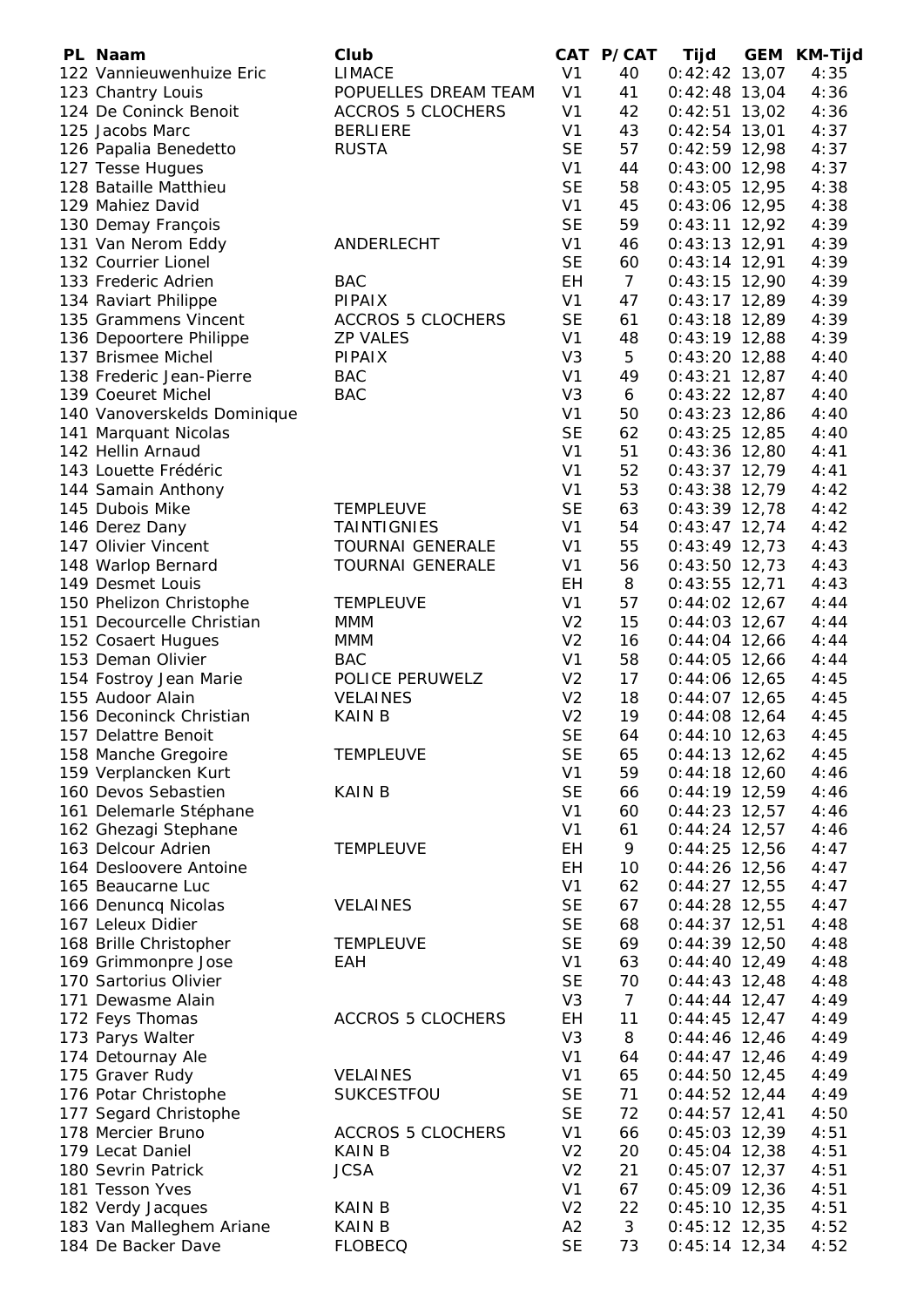| PL | Naam | Club | CAT | P/CAT | Tijd | GEM | KM-Tijd |
|---|---|---|---|---|---|---|---|
| 122 | Vannieuwenhuize Eric | LIMACE | V1 | 40 | 0:42:42 | 13,07 | 4:35 |
| 123 | Chantry Louis | POPUELLES DREAM TEAM | V1 | 41 | 0:42:48 | 13,04 | 4:36 |
| 124 | De Coninck Benoit | ACCROS 5 CLOCHERS | V1 | 42 | 0:42:51 | 13,02 | 4:36 |
| 125 | Jacobs Marc | BERLIERE | V1 | 43 | 0:42:54 | 13,01 | 4:37 |
| 126 | Papalia Benedetto | RUSTA | SE | 57 | 0:42:59 | 12,98 | 4:37 |
| 127 | Tesse Hugues | | V1 | 44 | 0:43:00 | 12,98 | 4:37 |
| 128 | Bataille Matthieu | | SE | 58 | 0:43:05 | 12,95 | 4:38 |
| 129 | Mahiez David | | V1 | 45 | 0:43:06 | 12,95 | 4:38 |
| 130 | Demay François | | SE | 59 | 0:43:11 | 12,92 | 4:39 |
| 131 | Van Nerom Eddy | ANDERLECHT | V1 | 46 | 0:43:13 | 12,91 | 4:39 |
| 132 | Courrier Lionel | | SE | 60 | 0:43:14 | 12,91 | 4:39 |
| 133 | Frederic Adrien | BAC | EH | 7 | 0:43:15 | 12,90 | 4:39 |
| 134 | Raviart Philippe | PIPAIX | V1 | 47 | 0:43:17 | 12,89 | 4:39 |
| 135 | Grammens Vincent | ACCROS 5 CLOCHERS | SE | 61 | 0:43:18 | 12,89 | 4:39 |
| 136 | Depoortere Philippe | ZP VALES | V1 | 48 | 0:43:19 | 12,88 | 4:39 |
| 137 | Brismee Michel | PIPAIX | V3 | 5 | 0:43:20 | 12,88 | 4:40 |
| 138 | Frederic Jean-Pierre | BAC | V1 | 49 | 0:43:21 | 12,87 | 4:40 |
| 139 | Coeuret Michel | BAC | V3 | 6 | 0:43:22 | 12,87 | 4:40 |
| 140 | Vanoverskelds Dominique | | V1 | 50 | 0:43:23 | 12,86 | 4:40 |
| 141 | Marquant Nicolas | | SE | 62 | 0:43:25 | 12,85 | 4:40 |
| 142 | Hellin Arnaud | | V1 | 51 | 0:43:36 | 12,80 | 4:41 |
| 143 | Louette Frédéric | | V1 | 52 | 0:43:37 | 12,79 | 4:41 |
| 144 | Samain Anthony | | V1 | 53 | 0:43:38 | 12,79 | 4:42 |
| 145 | Dubois Mike | TEMPLEUVE | SE | 63 | 0:43:39 | 12,78 | 4:42 |
| 146 | Derez Dany | TAINTIGNIES | V1 | 54 | 0:43:47 | 12,74 | 4:42 |
| 147 | Olivier Vincent | TOURNAI GENERALE | V1 | 55 | 0:43:49 | 12,73 | 4:43 |
| 148 | Warlop Bernard | TOURNAI GENERALE | V1 | 56 | 0:43:50 | 12,73 | 4:43 |
| 149 | Desmet Louis | | EH | 8 | 0:43:55 | 12,71 | 4:43 |
| 150 | Phelizon Christophe | TEMPLEUVE | V1 | 57 | 0:44:02 | 12,67 | 4:44 |
| 151 | Decourcelle Christian | MMM | V2 | 15 | 0:44:03 | 12,67 | 4:44 |
| 152 | Cosaert Hugues | MMM | V2 | 16 | 0:44:04 | 12,66 | 4:44 |
| 153 | Deman Olivier | BAC | V1 | 58 | 0:44:05 | 12,66 | 4:44 |
| 154 | Fostroy Jean Marie | POLICE PERUWELZ | V2 | 17 | 0:44:06 | 12,65 | 4:45 |
| 155 | Audoor Alain | VELAINES | V2 | 18 | 0:44:07 | 12,65 | 4:45 |
| 156 | Deconinck Christian | KAIN B | V2 | 19 | 0:44:08 | 12,64 | 4:45 |
| 157 | Delattre Benoit | | SE | 64 | 0:44:10 | 12,63 | 4:45 |
| 158 | Manche Gregoire | TEMPLEUVE | SE | 65 | 0:44:13 | 12,62 | 4:45 |
| 159 | Verplancken Kurt | | V1 | 59 | 0:44:18 | 12,60 | 4:46 |
| 160 | Devos Sebastien | KAIN B | SE | 66 | 0:44:19 | 12,59 | 4:46 |
| 161 | Delemarle Stéphane | | V1 | 60 | 0:44:23 | 12,57 | 4:46 |
| 162 | Ghezagi Stephane | | V1 | 61 | 0:44:24 | 12,57 | 4:46 |
| 163 | Delcour Adrien | TEMPLEUVE | EH | 9 | 0:44:25 | 12,56 | 4:47 |
| 164 | Desloovere Antoine | | EH | 10 | 0:44:26 | 12,56 | 4:47 |
| 165 | Beaucarne Luc | | V1 | 62 | 0:44:27 | 12,55 | 4:47 |
| 166 | Denuncq Nicolas | VELAINES | SE | 67 | 0:44:28 | 12,55 | 4:47 |
| 167 | Leleux Didier | | SE | 68 | 0:44:37 | 12,51 | 4:48 |
| 168 | Brille Christopher | TEMPLEUVE | SE | 69 | 0:44:39 | 12,50 | 4:48 |
| 169 | Grimmonpre Jose | EAH | V1 | 63 | 0:44:40 | 12,49 | 4:48 |
| 170 | Sartorius Olivier | | SE | 70 | 0:44:43 | 12,48 | 4:48 |
| 171 | Dewasme Alain | | V3 | 7 | 0:44:44 | 12,47 | 4:49 |
| 172 | Feys Thomas | ACCROS 5 CLOCHERS | EH | 11 | 0:44:45 | 12,47 | 4:49 |
| 173 | Parys Walter | | V3 | 8 | 0:44:46 | 12,46 | 4:49 |
| 174 | Detournay Ale | | V1 | 64 | 0:44:47 | 12,46 | 4:49 |
| 175 | Graver Rudy | VELAINES | V1 | 65 | 0:44:50 | 12,45 | 4:49 |
| 176 | Potar Christophe | SUKCESTFOU | SE | 71 | 0:44:52 | 12,44 | 4:49 |
| 177 | Segard Christophe | | SE | 72 | 0:44:57 | 12,41 | 4:50 |
| 178 | Mercier Bruno | ACCROS 5 CLOCHERS | V1 | 66 | 0:45:03 | 12,39 | 4:51 |
| 179 | Lecat Daniel | KAIN B | V2 | 20 | 0:45:04 | 12,38 | 4:51 |
| 180 | Sevrin Patrick | JCSA | V2 | 21 | 0:45:07 | 12,37 | 4:51 |
| 181 | Tesson Yves | | V1 | 67 | 0:45:09 | 12,36 | 4:51 |
| 182 | Verdy Jacques | KAIN B | V2 | 22 | 0:45:10 | 12,35 | 4:51 |
| 183 | Van Malleghem Ariane | KAIN B | A2 | 3 | 0:45:12 | 12,35 | 4:52 |
| 184 | De Backer Dave | FLOBECQ | SE | 73 | 0:45:14 | 12,34 | 4:52 |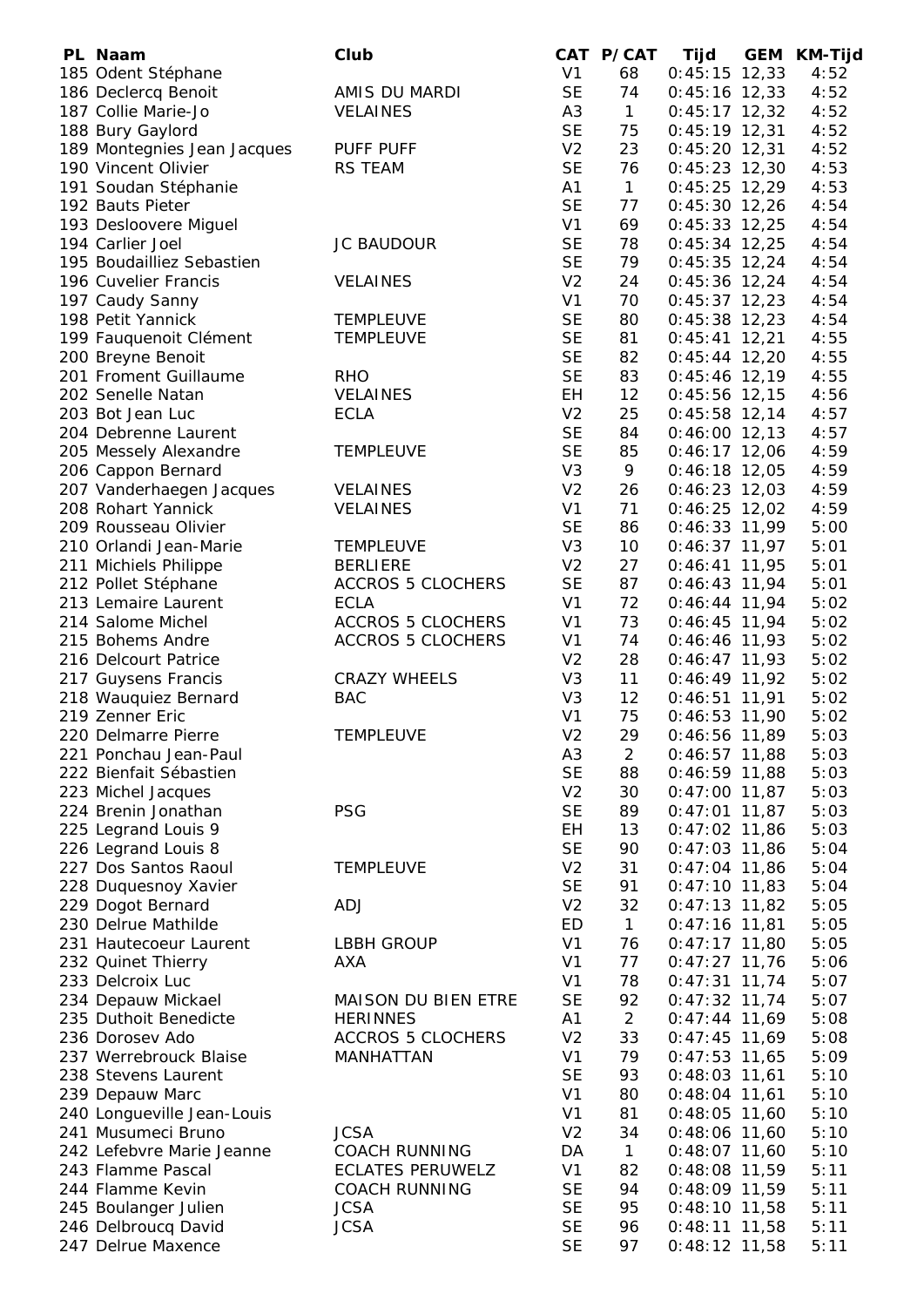| PL | Naam | Club | CAT | P/CAT | Tijd | GEM | KM-Tijd |
|---|---|---|---|---|---|---|---|
| 185 | Odent Stéphane | | V1 | 68 | 0:45:15 | 12,33 | 4:52 |
| 186 | Declercq Benoit | AMIS DU MARDI | SE | 74 | 0:45:16 | 12,33 | 4:52 |
| 187 | Collie Marie-Jo | VELAINES | A3 | 1 | 0:45:17 | 12,32 | 4:52 |
| 188 | Bury Gaylord | | SE | 75 | 0:45:19 | 12,31 | 4:52 |
| 189 | Montegnies Jean Jacques | PUFF PUFF | V2 | 23 | 0:45:20 | 12,31 | 4:52 |
| 190 | Vincent Olivier | RS TEAM | SE | 76 | 0:45:23 | 12,30 | 4:53 |
| 191 | Soudan Stéphanie | | A1 | 1 | 0:45:25 | 12,29 | 4:53 |
| 192 | Bauts Pieter | | SE | 77 | 0:45:30 | 12,26 | 4:54 |
| 193 | Desloovere Miguel | | V1 | 69 | 0:45:33 | 12,25 | 4:54 |
| 194 | Carlier Joel | JC BAUDOUR | SE | 78 | 0:45:34 | 12,25 | 4:54 |
| 195 | Boudailliez Sebastien | | SE | 79 | 0:45:35 | 12,24 | 4:54 |
| 196 | Cuvelier Francis | VELAINES | V2 | 24 | 0:45:36 | 12,24 | 4:54 |
| 197 | Caudy Sanny | | V1 | 70 | 0:45:37 | 12,23 | 4:54 |
| 198 | Petit Yannick | TEMPLEUVE | SE | 80 | 0:45:38 | 12,23 | 4:54 |
| 199 | Fauquenoit Clément | TEMPLEUVE | SE | 81 | 0:45:41 | 12,21 | 4:55 |
| 200 | Breyne Benoit | | SE | 82 | 0:45:44 | 12,20 | 4:55 |
| 201 | Froment Guillaume | RHO | SE | 83 | 0:45:46 | 12,19 | 4:55 |
| 202 | Senelle Natan | VELAINES | EH | 12 | 0:45:56 | 12,15 | 4:56 |
| 203 | Bot Jean Luc | ECLA | V2 | 25 | 0:45:58 | 12,14 | 4:57 |
| 204 | Debrenne Laurent | | SE | 84 | 0:46:00 | 12,13 | 4:57 |
| 205 | Messely Alexandre | TEMPLEUVE | SE | 85 | 0:46:17 | 12,06 | 4:59 |
| 206 | Cappon Bernard | | V3 | 9 | 0:46:18 | 12,05 | 4:59 |
| 207 | Vanderhaegen Jacques | VELAINES | V2 | 26 | 0:46:23 | 12,03 | 4:59 |
| 208 | Rohart Yannick | VELAINES | V1 | 71 | 0:46:25 | 12,02 | 4:59 |
| 209 | Rousseau Olivier | | SE | 86 | 0:46:33 | 11,99 | 5:00 |
| 210 | Orlandi Jean-Marie | TEMPLEUVE | V3 | 10 | 0:46:37 | 11,97 | 5:01 |
| 211 | Michiels Philippe | BERLIERE | V2 | 27 | 0:46:41 | 11,95 | 5:01 |
| 212 | Pollet Stéphane | ACCROS 5 CLOCHERS | SE | 87 | 0:46:43 | 11,94 | 5:01 |
| 213 | Lemaire Laurent | ECLA | V1 | 72 | 0:46:44 | 11,94 | 5:02 |
| 214 | Salome Michel | ACCROS 5 CLOCHERS | V1 | 73 | 0:46:45 | 11,94 | 5:02 |
| 215 | Bohems Andre | ACCROS 5 CLOCHERS | V1 | 74 | 0:46:46 | 11,93 | 5:02 |
| 216 | Delcourt Patrice | | V2 | 28 | 0:46:47 | 11,93 | 5:02 |
| 217 | Guysens Francis | CRAZY WHEELS | V3 | 11 | 0:46:49 | 11,92 | 5:02 |
| 218 | Wauquiez Bernard | BAC | V3 | 12 | 0:46:51 | 11,91 | 5:02 |
| 219 | Zenner Eric | | V1 | 75 | 0:46:53 | 11,90 | 5:02 |
| 220 | Delmarre Pierre | TEMPLEUVE | V2 | 29 | 0:46:56 | 11,89 | 5:03 |
| 221 | Ponchau Jean-Paul | | A3 | 2 | 0:46:57 | 11,88 | 5:03 |
| 222 | Bienfait Sébastien | | SE | 88 | 0:46:59 | 11,88 | 5:03 |
| 223 | Michel Jacques | | V2 | 30 | 0:47:00 | 11,87 | 5:03 |
| 224 | Brenin Jonathan | PSG | SE | 89 | 0:47:01 | 11,87 | 5:03 |
| 225 | Legrand Louis 9 | | EH | 13 | 0:47:02 | 11,86 | 5:03 |
| 226 | Legrand Louis 8 | | SE | 90 | 0:47:03 | 11,86 | 5:04 |
| 227 | Dos Santos Raoul | TEMPLEUVE | V2 | 31 | 0:47:04 | 11,86 | 5:04 |
| 228 | Duquesnoy Xavier | | SE | 91 | 0:47:10 | 11,83 | 5:04 |
| 229 | Dogot Bernard | ADJ | V2 | 32 | 0:47:13 | 11,82 | 5:05 |
| 230 | Delrue Mathilde | | ED | 1 | 0:47:16 | 11,81 | 5:05 |
| 231 | Hautecoeur Laurent | LBBH GROUP | V1 | 76 | 0:47:17 | 11,80 | 5:05 |
| 232 | Quinet Thierry | AXA | V1 | 77 | 0:47:27 | 11,76 | 5:06 |
| 233 | Delcroix Luc | | V1 | 78 | 0:47:31 | 11,74 | 5:07 |
| 234 | Depauw Mickael | MAISON DU BIEN ETRE | SE | 92 | 0:47:32 | 11,74 | 5:07 |
| 235 | Duthoit Benedicte | HERINNES | A1 | 2 | 0:47:44 | 11,69 | 5:08 |
| 236 | Dorosev Ado | ACCROS 5 CLOCHERS | V2 | 33 | 0:47:45 | 11,69 | 5:08 |
| 237 | Werrebrouck Blaise | MANHATTAN | V1 | 79 | 0:47:53 | 11,65 | 5:09 |
| 238 | Stevens Laurent | | SE | 93 | 0:48:03 | 11,61 | 5:10 |
| 239 | Depauw Marc | | V1 | 80 | 0:48:04 | 11,61 | 5:10 |
| 240 | Longueville Jean-Louis | | V1 | 81 | 0:48:05 | 11,60 | 5:10 |
| 241 | Musumeci Bruno | JCSA | V2 | 34 | 0:48:06 | 11,60 | 5:10 |
| 242 | Lefebvre Marie Jeanne | COACH RUNNING | DA | 1 | 0:48:07 | 11,60 | 5:10 |
| 243 | Flamme Pascal | ECLATES PERUWELZ | V1 | 82 | 0:48:08 | 11,59 | 5:11 |
| 244 | Flamme Kevin | COACH RUNNING | SE | 94 | 0:48:09 | 11,59 | 5:11 |
| 245 | Boulanger Julien | JCSA | SE | 95 | 0:48:10 | 11,58 | 5:11 |
| 246 | Delbroucq David | JCSA | SE | 96 | 0:48:11 | 11,58 | 5:11 |
| 247 | Delrue Maxence | | SE | 97 | 0:48:12 | 11,58 | 5:11 |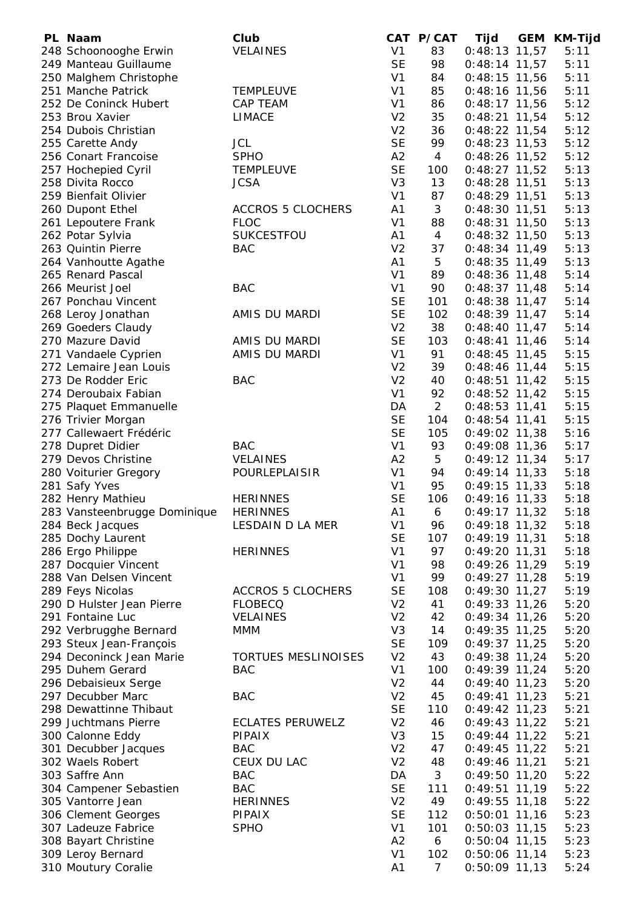| PL | Naam | Club | CAT | P/CAT | Tijd | GEM | KM-Tijd |
|---|---|---|---|---|---|---|---|
| 248 | Schoonooghe Erwin | VELAINES | V1 | 83 | 0:48:13 | 11,57 | 5:11 |
| 249 | Manteau Guillaume | | SE | 98 | 0:48:14 | 11,57 | 5:11 |
| 250 | Malghem Christophe | | V1 | 84 | 0:48:15 | 11,56 | 5:11 |
| 251 | Manche Patrick | TEMPLEUVE | V1 | 85 | 0:48:16 | 11,56 | 5:11 |
| 252 | De Coninck Hubert | CAP TEAM | V1 | 86 | 0:48:17 | 11,56 | 5:12 |
| 253 | Brou Xavier | LIMACE | V2 | 35 | 0:48:21 | 11,54 | 5:12 |
| 254 | Dubois Christian | | V2 | 36 | 0:48:22 | 11,54 | 5:12 |
| 255 | Carette Andy | JCL | SE | 99 | 0:48:23 | 11,53 | 5:12 |
| 256 | Conart Francoise | SPHO | A2 | 4 | 0:48:26 | 11,52 | 5:12 |
| 257 | Hochepied Cyril | TEMPLEUVE | SE | 100 | 0:48:27 | 11,52 | 5:13 |
| 258 | Divita Rocco | JCSA | V3 | 13 | 0:48:28 | 11,51 | 5:13 |
| 259 | Bienfait Olivier | | V1 | 87 | 0:48:29 | 11,51 | 5:13 |
| 260 | Dupont Ethel | ACCROS 5 CLOCHERS | A1 | 3 | 0:48:30 | 11,51 | 5:13 |
| 261 | Lepoutere Frank | FLOC | V1 | 88 | 0:48:31 | 11,50 | 5:13 |
| 262 | Potar Sylvia | SUKCESTFOU | A1 | 4 | 0:48:32 | 11,50 | 5:13 |
| 263 | Quintin Pierre | BAC | V2 | 37 | 0:48:34 | 11,49 | 5:13 |
| 264 | Vanhoutte Agathe | | A1 | 5 | 0:48:35 | 11,49 | 5:13 |
| 265 | Renard Pascal | | V1 | 89 | 0:48:36 | 11,48 | 5:14 |
| 266 | Meurist Joel | BAC | V1 | 90 | 0:48:37 | 11,48 | 5:14 |
| 267 | Ponchau Vincent | | SE | 101 | 0:48:38 | 11,47 | 5:14 |
| 268 | Leroy Jonathan | AMIS DU MARDI | SE | 102 | 0:48:39 | 11,47 | 5:14 |
| 269 | Goeders Claudy | | V2 | 38 | 0:48:40 | 11,47 | 5:14 |
| 270 | Mazure David | AMIS DU MARDI | SE | 103 | 0:48:41 | 11,46 | 5:14 |
| 271 | Vandaele Cyprien | AMIS DU MARDI | V1 | 91 | 0:48:45 | 11,45 | 5:15 |
| 272 | Lemaire Jean Louis | | V2 | 39 | 0:48:46 | 11,44 | 5:15 |
| 273 | De Rodder Eric | BAC | V2 | 40 | 0:48:51 | 11,42 | 5:15 |
| 274 | Deroubaix Fabian | | V1 | 92 | 0:48:52 | 11,42 | 5:15 |
| 275 | Plaquet Emmanuelle | | DA | 2 | 0:48:53 | 11,41 | 5:15 |
| 276 | Trivier Morgan | | SE | 104 | 0:48:54 | 11,41 | 5:15 |
| 277 | Callewaert Frédéric | | SE | 105 | 0:49:02 | 11,38 | 5:16 |
| 278 | Dupret Didier | BAC | V1 | 93 | 0:49:08 | 11,36 | 5:17 |
| 279 | Devos Christine | VELAINES | A2 | 5 | 0:49:12 | 11,34 | 5:17 |
| 280 | Voiturier Gregory | POURLEPLAISIR | V1 | 94 | 0:49:14 | 11,33 | 5:18 |
| 281 | Safy Yves | | V1 | 95 | 0:49:15 | 11,33 | 5:18 |
| 282 | Henry Mathieu | HERINNES | SE | 106 | 0:49:16 | 11,33 | 5:18 |
| 283 | Vansteenbrugge Dominique | HERINNES | A1 | 6 | 0:49:17 | 11,32 | 5:18 |
| 284 | Beck Jacques | LESDAIN D LA MER | V1 | 96 | 0:49:18 | 11,32 | 5:18 |
| 285 | Dochy Laurent | | SE | 107 | 0:49:19 | 11,31 | 5:18 |
| 286 | Ergo Philippe | HERINNES | V1 | 97 | 0:49:20 | 11,31 | 5:18 |
| 287 | Docquier Vincent | | V1 | 98 | 0:49:26 | 11,29 | 5:19 |
| 288 | Van Delsen Vincent | | V1 | 99 | 0:49:27 | 11,28 | 5:19 |
| 289 | Feys Nicolas | ACCROS 5 CLOCHERS | SE | 108 | 0:49:30 | 11,27 | 5:19 |
| 290 | D Hulster Jean Pierre | FLOBECQ | V2 | 41 | 0:49:33 | 11,26 | 5:20 |
| 291 | Fontaine Luc | VELAINES | V2 | 42 | 0:49:34 | 11,26 | 5:20 |
| 292 | Verbrugghe Bernard | MMM | V3 | 14 | 0:49:35 | 11,25 | 5:20 |
| 293 | Steux Jean-François | | SE | 109 | 0:49:37 | 11,25 | 5:20 |
| 294 | Deconinck Jean Marie | TORTUES MESLINOISES | V2 | 43 | 0:49:38 | 11,24 | 5:20 |
| 295 | Duhem Gerard | BAC | V1 | 100 | 0:49:39 | 11,24 | 5:20 |
| 296 | Debaisieux Serge | | V2 | 44 | 0:49:40 | 11,23 | 5:20 |
| 297 | Decubber Marc | BAC | V2 | 45 | 0:49:41 | 11,23 | 5:21 |
| 298 | Dewattinne Thibaut | | SE | 110 | 0:49:42 | 11,23 | 5:21 |
| 299 | Juchtmans Pierre | ECLATES PERUWELZ | V2 | 46 | 0:49:43 | 11,22 | 5:21 |
| 300 | Calonne Eddy | PIPAIX | V3 | 15 | 0:49:44 | 11,22 | 5:21 |
| 301 | Decubber Jacques | BAC | V2 | 47 | 0:49:45 | 11,22 | 5:21 |
| 302 | Waels Robert | CEUX DU LAC | V2 | 48 | 0:49:46 | 11,21 | 5:21 |
| 303 | Saffre Ann | BAC | DA | 3 | 0:49:50 | 11,20 | 5:22 |
| 304 | Campener Sebastien | BAC | SE | 111 | 0:49:51 | 11,19 | 5:22 |
| 305 | Vantorre Jean | HERINNES | V2 | 49 | 0:49:55 | 11,18 | 5:22 |
| 306 | Clement Georges | PIPAIX | SE | 112 | 0:50:01 | 11,16 | 5:23 |
| 307 | Ladeuze Fabrice | SPHO | V1 | 101 | 0:50:03 | 11,15 | 5:23 |
| 308 | Bayart Christine | | A2 | 6 | 0:50:04 | 11,15 | 5:23 |
| 309 | Leroy Bernard | | V1 | 102 | 0:50:06 | 11,14 | 5:23 |
| 310 | Moutury Coralie | | A1 | 7 | 0:50:09 | 11,13 | 5:24 |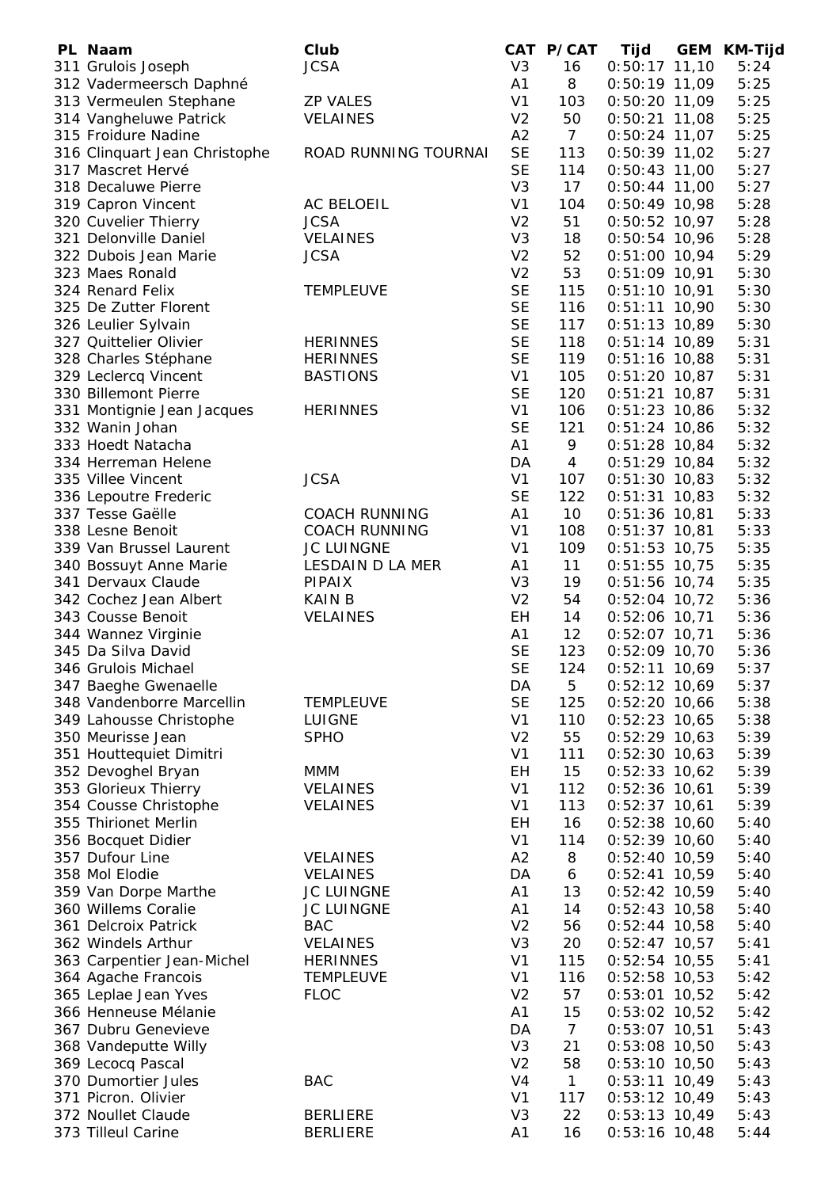| PL | Naam | Club | CAT | P/CAT | Tijd | GEM | KM-Tijd |
|---|---|---|---|---|---|---|---|
| 311 | Grulois Joseph | JCSA | V3 | 16 | 0:50:17 | 11,10 | 5:24 |
| 312 | Vadermeersch Daphné | | A1 | 8 | 0:50:19 | 11,09 | 5:25 |
| 313 | Vermeulen Stephane | ZP VALES | V1 | 103 | 0:50:20 | 11,09 | 5:25 |
| 314 | Vangheluwe Patrick | VELAINES | V2 | 50 | 0:50:21 | 11,08 | 5:25 |
| 315 | Froidure Nadine | | A2 | 7 | 0:50:24 | 11,07 | 5:25 |
| 316 | Clinquart Jean Christophe | ROAD RUNNING TOURNAI | SE | 113 | 0:50:39 | 11,02 | 5:27 |
| 317 | Mascret Hervé | | SE | 114 | 0:50:43 | 11,00 | 5:27 |
| 318 | Decaluwe Pierre | | V3 | 17 | 0:50:44 | 11,00 | 5:27 |
| 319 | Capron Vincent | AC BELOEIL | V1 | 104 | 0:50:49 | 10,98 | 5:28 |
| 320 | Cuvelier Thierry | JCSA | V2 | 51 | 0:50:52 | 10,97 | 5:28 |
| 321 | Delonville Daniel | VELAINES | V3 | 18 | 0:50:54 | 10,96 | 5:28 |
| 322 | Dubois Jean Marie | JCSA | V2 | 52 | 0:51:00 | 10,94 | 5:29 |
| 323 | Maes Ronald | | V2 | 53 | 0:51:09 | 10,91 | 5:30 |
| 324 | Renard Felix | TEMPLEUVE | SE | 115 | 0:51:10 | 10,91 | 5:30 |
| 325 | De Zutter Florent | | SE | 116 | 0:51:11 | 10,90 | 5:30 |
| 326 | Leulier Sylvain | | SE | 117 | 0:51:13 | 10,89 | 5:30 |
| 327 | Quittelier Olivier | HERINNES | SE | 118 | 0:51:14 | 10,89 | 5:31 |
| 328 | Charles Stéphane | HERINNES | SE | 119 | 0:51:16 | 10,88 | 5:31 |
| 329 | Leclercq Vincent | BASTIONS | V1 | 105 | 0:51:20 | 10,87 | 5:31 |
| 330 | Billemont Pierre | | SE | 120 | 0:51:21 | 10,87 | 5:31 |
| 331 | Montignie Jean Jacques | HERINNES | V1 | 106 | 0:51:23 | 10,86 | 5:32 |
| 332 | Wanin Johan | | SE | 121 | 0:51:24 | 10,86 | 5:32 |
| 333 | Hoedt Natacha | | A1 | 9 | 0:51:28 | 10,84 | 5:32 |
| 334 | Herreman Helene | | DA | 4 | 0:51:29 | 10,84 | 5:32 |
| 335 | Villee Vincent | JCSA | V1 | 107 | 0:51:30 | 10,83 | 5:32 |
| 336 | Lepoutre Frederic | | SE | 122 | 0:51:31 | 10,83 | 5:32 |
| 337 | Tesse Gaëlle | COACH RUNNING | A1 | 10 | 0:51:36 | 10,81 | 5:33 |
| 338 | Lesne Benoit | COACH RUNNING | V1 | 108 | 0:51:37 | 10,81 | 5:33 |
| 339 | Van Brussel Laurent | JC LUINGNE | V1 | 109 | 0:51:53 | 10,75 | 5:35 |
| 340 | Bossuyt Anne Marie | LESDAIN D LA MER | A1 | 11 | 0:51:55 | 10,75 | 5:35 |
| 341 | Dervaux Claude | PIPAIX | V3 | 19 | 0:51:56 | 10,74 | 5:35 |
| 342 | Cochez Jean Albert | KAIN B | V2 | 54 | 0:52:04 | 10,72 | 5:36 |
| 343 | Cousse Benoit | VELAINES | EH | 14 | 0:52:06 | 10,71 | 5:36 |
| 344 | Wannez Virginie | | A1 | 12 | 0:52:07 | 10,71 | 5:36 |
| 345 | Da Silva David | | SE | 123 | 0:52:09 | 10,70 | 5:36 |
| 346 | Grulois Michael | | SE | 124 | 0:52:11 | 10,69 | 5:37 |
| 347 | Baeghe Gwenaelle | | DA | 5 | 0:52:12 | 10,69 | 5:37 |
| 348 | Vandenborre Marcellin | TEMPLEUVE | SE | 125 | 0:52:20 | 10,66 | 5:38 |
| 349 | Lahousse Christophe | LUIGNE | V1 | 110 | 0:52:23 | 10,65 | 5:38 |
| 350 | Meurisse Jean | SPHO | V2 | 55 | 0:52:29 | 10,63 | 5:39 |
| 351 | Houttequiet Dimitri | | V1 | 111 | 0:52:30 | 10,63 | 5:39 |
| 352 | Devoghel Bryan | MMM | EH | 15 | 0:52:33 | 10,62 | 5:39 |
| 353 | Glorieux Thierry | VELAINES | V1 | 112 | 0:52:36 | 10,61 | 5:39 |
| 354 | Cousse Christophe | VELAINES | V1 | 113 | 0:52:37 | 10,61 | 5:39 |
| 355 | Thirionet Merlin | | EH | 16 | 0:52:38 | 10,60 | 5:40 |
| 356 | Bocquet Didier | | V1 | 114 | 0:52:39 | 10,60 | 5:40 |
| 357 | Dufour Line | VELAINES | A2 | 8 | 0:52:40 | 10,59 | 5:40 |
| 358 | Mol Elodie | VELAINES | DA | 6 | 0:52:41 | 10,59 | 5:40 |
| 359 | Van Dorpe Marthe | JC LUINGNE | A1 | 13 | 0:52:42 | 10,59 | 5:40 |
| 360 | Willems Coralie | JC LUINGNE | A1 | 14 | 0:52:43 | 10,58 | 5:40 |
| 361 | Delcroix Patrick | BAC | V2 | 56 | 0:52:44 | 10,58 | 5:40 |
| 362 | Windels Arthur | VELAINES | V3 | 20 | 0:52:47 | 10,57 | 5:41 |
| 363 | Carpentier Jean-Michel | HERINNES | V1 | 115 | 0:52:54 | 10,55 | 5:41 |
| 364 | Agache Francois | TEMPLEUVE | V1 | 116 | 0:52:58 | 10,53 | 5:42 |
| 365 | Leplae Jean Yves | FLOC | V2 | 57 | 0:53:01 | 10,52 | 5:42 |
| 366 | Henneuse Mélanie | | A1 | 15 | 0:53:02 | 10,52 | 5:42 |
| 367 | Dubru Genevieve | | DA | 7 | 0:53:07 | 10,51 | 5:43 |
| 368 | Vandeputte Willy | | V3 | 21 | 0:53:08 | 10,50 | 5:43 |
| 369 | Lecocq Pascal | | V2 | 58 | 0:53:10 | 10,50 | 5:43 |
| 370 | Dumortier Jules | BAC | V4 | 1 | 0:53:11 | 10,49 | 5:43 |
| 371 | Picron. Olivier | | V1 | 117 | 0:53:12 | 10,49 | 5:43 |
| 372 | Noullet Claude | BERLIERE | V3 | 22 | 0:53:13 | 10,49 | 5:43 |
| 373 | Tilleul Carine | BERLIERE | A1 | 16 | 0:53:16 | 10,48 | 5:44 |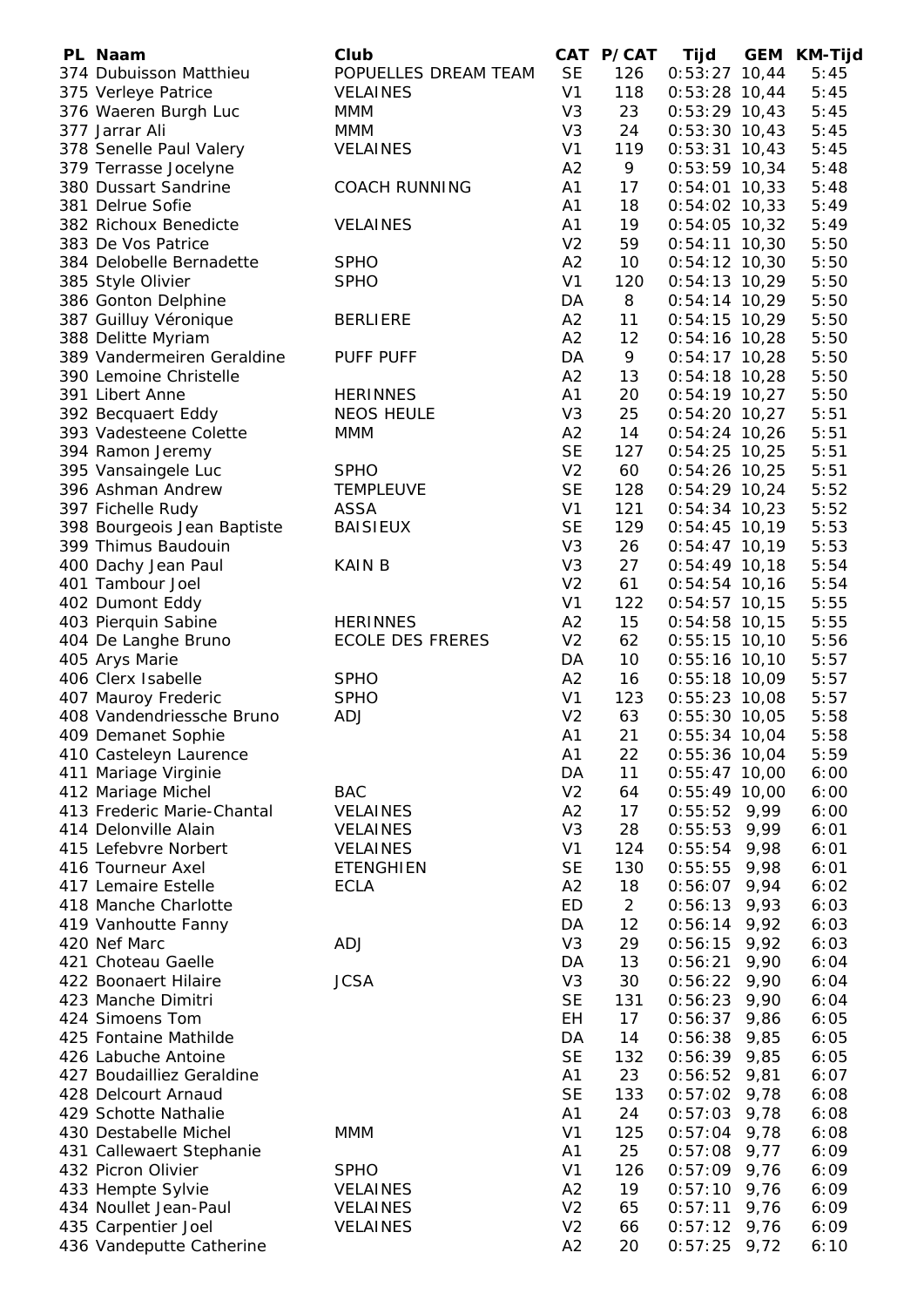| PL | Naam | Club | CAT | P/CAT | Tijd | GEM | KM-Tijd |
|---|---|---|---|---|---|---|---|
| 374 | Dubuisson Matthieu | POPUELLES DREAM TEAM | SE | 126 | 0:53:27 | 10,44 | 5:45 |
| 375 | Verleye Patrice | VELAINES | V1 | 118 | 0:53:28 | 10,44 | 5:45 |
| 376 | Waeren Burgh Luc | MMM | V3 | 23 | 0:53:29 | 10,43 | 5:45 |
| 377 | Jarrar Ali | MMM | V3 | 24 | 0:53:30 | 10,43 | 5:45 |
| 378 | Senelle Paul Valery | VELAINES | V1 | 119 | 0:53:31 | 10,43 | 5:45 |
| 379 | Terrasse Jocelyne | | A2 | 9 | 0:53:59 | 10,34 | 5:48 |
| 380 | Dussart Sandrine | COACH RUNNING | A1 | 17 | 0:54:01 | 10,33 | 5:48 |
| 381 | Delrue Sofie | | A1 | 18 | 0:54:02 | 10,33 | 5:49 |
| 382 | Richoux Benedicte | VELAINES | A1 | 19 | 0:54:05 | 10,32 | 5:49 |
| 383 | De Vos Patrice | | V2 | 59 | 0:54:11 | 10,30 | 5:50 |
| 384 | Delobelle Bernadette | SPHO | A2 | 10 | 0:54:12 | 10,30 | 5:50 |
| 385 | Style Olivier | SPHO | V1 | 120 | 0:54:13 | 10,29 | 5:50 |
| 386 | Gonton Delphine | | DA | 8 | 0:54:14 | 10,29 | 5:50 |
| 387 | Guilluy Véronique | BERLIERE | A2 | 11 | 0:54:15 | 10,29 | 5:50 |
| 388 | Delitte Myriam | | A2 | 12 | 0:54:16 | 10,28 | 5:50 |
| 389 | Vandermeiren Geraldine | PUFF PUFF | DA | 9 | 0:54:17 | 10,28 | 5:50 |
| 390 | Lemoine Christelle | | A2 | 13 | 0:54:18 | 10,28 | 5:50 |
| 391 | Libert Anne | HERINNES | A1 | 20 | 0:54:19 | 10,27 | 5:50 |
| 392 | Becquaert Eddy | NEOS HEULE | V3 | 25 | 0:54:20 | 10,27 | 5:51 |
| 393 | Vadesteene Colette | MMM | A2 | 14 | 0:54:24 | 10,26 | 5:51 |
| 394 | Ramon Jeremy | | SE | 127 | 0:54:25 | 10,25 | 5:51 |
| 395 | Vansaingele Luc | SPHO | V2 | 60 | 0:54:26 | 10,25 | 5:51 |
| 396 | Ashman Andrew | TEMPLEUVE | SE | 128 | 0:54:29 | 10,24 | 5:52 |
| 397 | Fichelle Rudy | ASSA | V1 | 121 | 0:54:34 | 10,23 | 5:52 |
| 398 | Bourgeois Jean Baptiste | BAISIEUX | SE | 129 | 0:54:45 | 10,19 | 5:53 |
| 399 | Thimus Baudouin | | V3 | 26 | 0:54:47 | 10,19 | 5:53 |
| 400 | Dachy Jean Paul | KAIN B | V3 | 27 | 0:54:49 | 10,18 | 5:54 |
| 401 | Tambour Joel | | V2 | 61 | 0:54:54 | 10,16 | 5:54 |
| 402 | Dumont Eddy | | V1 | 122 | 0:54:57 | 10,15 | 5:55 |
| 403 | Pierquin Sabine | HERINNES | A2 | 15 | 0:54:58 | 10,15 | 5:55 |
| 404 | De Langhe Bruno | ECOLE DES FRERES | V2 | 62 | 0:55:15 | 10,10 | 5:56 |
| 405 | Arys Marie | | DA | 10 | 0:55:16 | 10,10 | 5:57 |
| 406 | Clerx Isabelle | SPHO | A2 | 16 | 0:55:18 | 10,09 | 5:57 |
| 407 | Mauroy Frederic | SPHO | V1 | 123 | 0:55:23 | 10,08 | 5:57 |
| 408 | Vandendriessche Bruno | ADJ | V2 | 63 | 0:55:30 | 10,05 | 5:58 |
| 409 | Demanet Sophie | | A1 | 21 | 0:55:34 | 10,04 | 5:58 |
| 410 | Casteleyn Laurence | | A1 | 22 | 0:55:36 | 10,04 | 5:59 |
| 411 | Mariage Virginie | | DA | 11 | 0:55:47 | 10,00 | 6:00 |
| 412 | Mariage Michel | BAC | V2 | 64 | 0:55:49 | 10,00 | 6:00 |
| 413 | Frederic Marie-Chantal | VELAINES | A2 | 17 | 0:55:52 | 9,99 | 6:00 |
| 414 | Delonville Alain | VELAINES | V3 | 28 | 0:55:53 | 9,99 | 6:01 |
| 415 | Lefebvre Norbert | VELAINES | V1 | 124 | 0:55:54 | 9,98 | 6:01 |
| 416 | Tourneur Axel | ETENGHIEN | SE | 130 | 0:55:55 | 9,98 | 6:01 |
| 417 | Lemaire Estelle | ECLA | A2 | 18 | 0:56:07 | 9,94 | 6:02 |
| 418 | Manche Charlotte | | ED | 2 | 0:56:13 | 9,93 | 6:03 |
| 419 | Vanhoutte Fanny | | DA | 12 | 0:56:14 | 9,92 | 6:03 |
| 420 | Nef Marc | ADJ | V3 | 29 | 0:56:15 | 9,92 | 6:03 |
| 421 | Choteau Gaelle | | DA | 13 | 0:56:21 | 9,90 | 6:04 |
| 422 | Boonaert Hilaire | JCSA | V3 | 30 | 0:56:22 | 9,90 | 6:04 |
| 423 | Manche Dimitri | | SE | 131 | 0:56:23 | 9,90 | 6:04 |
| 424 | Simoens Tom | | EH | 17 | 0:56:37 | 9,86 | 6:05 |
| 425 | Fontaine Mathilde | | DA | 14 | 0:56:38 | 9,85 | 6:05 |
| 426 | Labuche Antoine | | SE | 132 | 0:56:39 | 9,85 | 6:05 |
| 427 | Boudailliez Geraldine | | A1 | 23 | 0:56:52 | 9,81 | 6:07 |
| 428 | Delcourt Arnaud | | SE | 133 | 0:57:02 | 9,78 | 6:08 |
| 429 | Schotte Nathalie | | A1 | 24 | 0:57:03 | 9,78 | 6:08 |
| 430 | Destabelle Michel | MMM | V1 | 125 | 0:57:04 | 9,78 | 6:08 |
| 431 | Callewaert Stephanie | | A1 | 25 | 0:57:08 | 9,77 | 6:09 |
| 432 | Picron Olivier | SPHO | V1 | 126 | 0:57:09 | 9,76 | 6:09 |
| 433 | Hempte Sylvie | VELAINES | A2 | 19 | 0:57:10 | 9,76 | 6:09 |
| 434 | Noullet Jean-Paul | VELAINES | V2 | 65 | 0:57:11 | 9,76 | 6:09 |
| 435 | Carpentier Joel | VELAINES | V2 | 66 | 0:57:12 | 9,76 | 6:09 |
| 436 | Vandeputte Catherine | | A2 | 20 | 0:57:25 | 9,72 | 6:10 |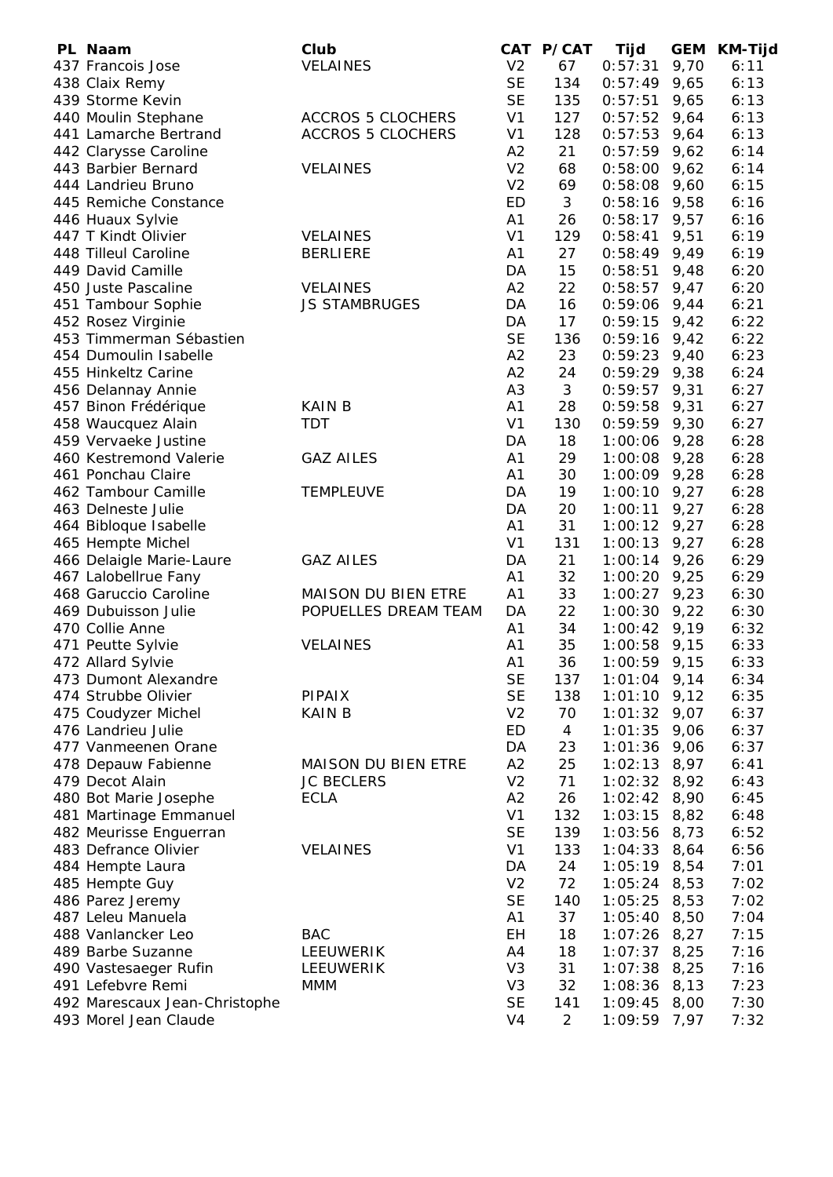| PL | Naam | Club | CAT | P/CAT | Tijd | GEM | KM-Tijd |
|---|---|---|---|---|---|---|---|
| 437 | Francois Jose | VELAINES | V2 | 67 | 0:57:31 | 9,70 | 6:11 |
| 438 | Claix Remy | | SE | 134 | 0:57:49 | 9,65 | 6:13 |
| 439 | Storme Kevin | | SE | 135 | 0:57:51 | 9,65 | 6:13 |
| 440 | Moulin Stephane | ACCROS 5 CLOCHERS | V1 | 127 | 0:57:52 | 9,64 | 6:13 |
| 441 | Lamarche Bertrand | ACCROS 5 CLOCHERS | V1 | 128 | 0:57:53 | 9,64 | 6:13 |
| 442 | Clarysse Caroline | | A2 | 21 | 0:57:59 | 9,62 | 6:14 |
| 443 | Barbier Bernard | VELAINES | V2 | 68 | 0:58:00 | 9,62 | 6:14 |
| 444 | Landrieu Bruno | | V2 | 69 | 0:58:08 | 9,60 | 6:15 |
| 445 | Remiche Constance | | ED | 3 | 0:58:16 | 9,58 | 6:16 |
| 446 | Huaux Sylvie | | A1 | 26 | 0:58:17 | 9,57 | 6:16 |
| 447 | T Kindt Olivier | VELAINES | V1 | 129 | 0:58:41 | 9,51 | 6:19 |
| 448 | Tilleul Caroline | BERLIERE | A1 | 27 | 0:58:49 | 9,49 | 6:19 |
| 449 | David Camille | | DA | 15 | 0:58:51 | 9,48 | 6:20 |
| 450 | Juste Pascaline | VELAINES | A2 | 22 | 0:58:57 | 9,47 | 6:20 |
| 451 | Tambour Sophie | JS STAMBRUGES | DA | 16 | 0:59:06 | 9,44 | 6:21 |
| 452 | Rosez Virginie | | DA | 17 | 0:59:15 | 9,42 | 6:22 |
| 453 | Timmerman Sébastien | | SE | 136 | 0:59:16 | 9,42 | 6:22 |
| 454 | Dumoulin Isabelle | | A2 | 23 | 0:59:23 | 9,40 | 6:23 |
| 455 | Hinkeltz Carine | | A2 | 24 | 0:59:29 | 9,38 | 6:24 |
| 456 | Delannay Annie | | A3 | 3 | 0:59:57 | 9,31 | 6:27 |
| 457 | Binon Frédérique | KAIN B | A1 | 28 | 0:59:58 | 9,31 | 6:27 |
| 458 | Waucquez Alain | TDT | V1 | 130 | 0:59:59 | 9,30 | 6:27 |
| 459 | Vervaeke Justine | | DA | 18 | 1:00:06 | 9,28 | 6:28 |
| 460 | Kestremond Valerie | GAZ AILES | A1 | 29 | 1:00:08 | 9,28 | 6:28 |
| 461 | Ponchau Claire | | A1 | 30 | 1:00:09 | 9,28 | 6:28 |
| 462 | Tambour Camille | TEMPLEUVE | DA | 19 | 1:00:10 | 9,27 | 6:28 |
| 463 | Delneste Julie | | DA | 20 | 1:00:11 | 9,27 | 6:28 |
| 464 | Bibloque Isabelle | | A1 | 31 | 1:00:12 | 9,27 | 6:28 |
| 465 | Hempte Michel | | V1 | 131 | 1:00:13 | 9,27 | 6:28 |
| 466 | Delaigle Marie-Laure | GAZ AILES | DA | 21 | 1:00:14 | 9,26 | 6:29 |
| 467 | Lalobellrue Fany | | A1 | 32 | 1:00:20 | 9,25 | 6:29 |
| 468 | Garuccio Caroline | MAISON DU BIEN ETRE | A1 | 33 | 1:00:27 | 9,23 | 6:30 |
| 469 | Dubuisson Julie | POPUELLES DREAM TEAM | DA | 22 | 1:00:30 | 9,22 | 6:30 |
| 470 | Collie Anne | | A1 | 34 | 1:00:42 | 9,19 | 6:32 |
| 471 | Peutte Sylvie | VELAINES | A1 | 35 | 1:00:58 | 9,15 | 6:33 |
| 472 | Allard Sylvie | | A1 | 36 | 1:00:59 | 9,15 | 6:33 |
| 473 | Dumont Alexandre | | SE | 137 | 1:01:04 | 9,14 | 6:34 |
| 474 | Strubbe Olivier | PIPAIX | SE | 138 | 1:01:10 | 9,12 | 6:35 |
| 475 | Coudyzer Michel | KAIN B | V2 | 70 | 1:01:32 | 9,07 | 6:37 |
| 476 | Landrieu Julie | | ED | 4 | 1:01:35 | 9,06 | 6:37 |
| 477 | Vanmeenen Orane | | DA | 23 | 1:01:36 | 9,06 | 6:37 |
| 478 | Depauw Fabienne | MAISON DU BIEN ETRE | A2 | 25 | 1:02:13 | 8,97 | 6:41 |
| 479 | Decot Alain | JC BECLERS | V2 | 71 | 1:02:32 | 8,92 | 6:43 |
| 480 | Bot Marie Josephe | ECLA | A2 | 26 | 1:02:42 | 8,90 | 6:45 |
| 481 | Martinage Emmanuel | | V1 | 132 | 1:03:15 | 8,82 | 6:48 |
| 482 | Meurisse Enguerran | | SE | 139 | 1:03:56 | 8,73 | 6:52 |
| 483 | Defrance Olivier | VELAINES | V1 | 133 | 1:04:33 | 8,64 | 6:56 |
| 484 | Hempte Laura | | DA | 24 | 1:05:19 | 8,54 | 7:01 |
| 485 | Hempte Guy | | V2 | 72 | 1:05:24 | 8,53 | 7:02 |
| 486 | Parez Jeremy | | SE | 140 | 1:05:25 | 8,53 | 7:02 |
| 487 | Leleu Manuela | | A1 | 37 | 1:05:40 | 8,50 | 7:04 |
| 488 | Vanlancker Leo | BAC | EH | 18 | 1:07:26 | 8,27 | 7:15 |
| 489 | Barbe Suzanne | LEEUWERIK | A4 | 18 | 1:07:37 | 8,25 | 7:16 |
| 490 | Vastesaeger Rufin | LEEUWERIK | V3 | 31 | 1:07:38 | 8,25 | 7:16 |
| 491 | Lefebvre Remi | MMM | V3 | 32 | 1:08:36 | 8,13 | 7:23 |
| 492 | Marescaux Jean-Christophe | | SE | 141 | 1:09:45 | 8,00 | 7:30 |
| 493 | Morel Jean Claude | | V4 | 2 | 1:09:59 | 7,97 | 7:32 |